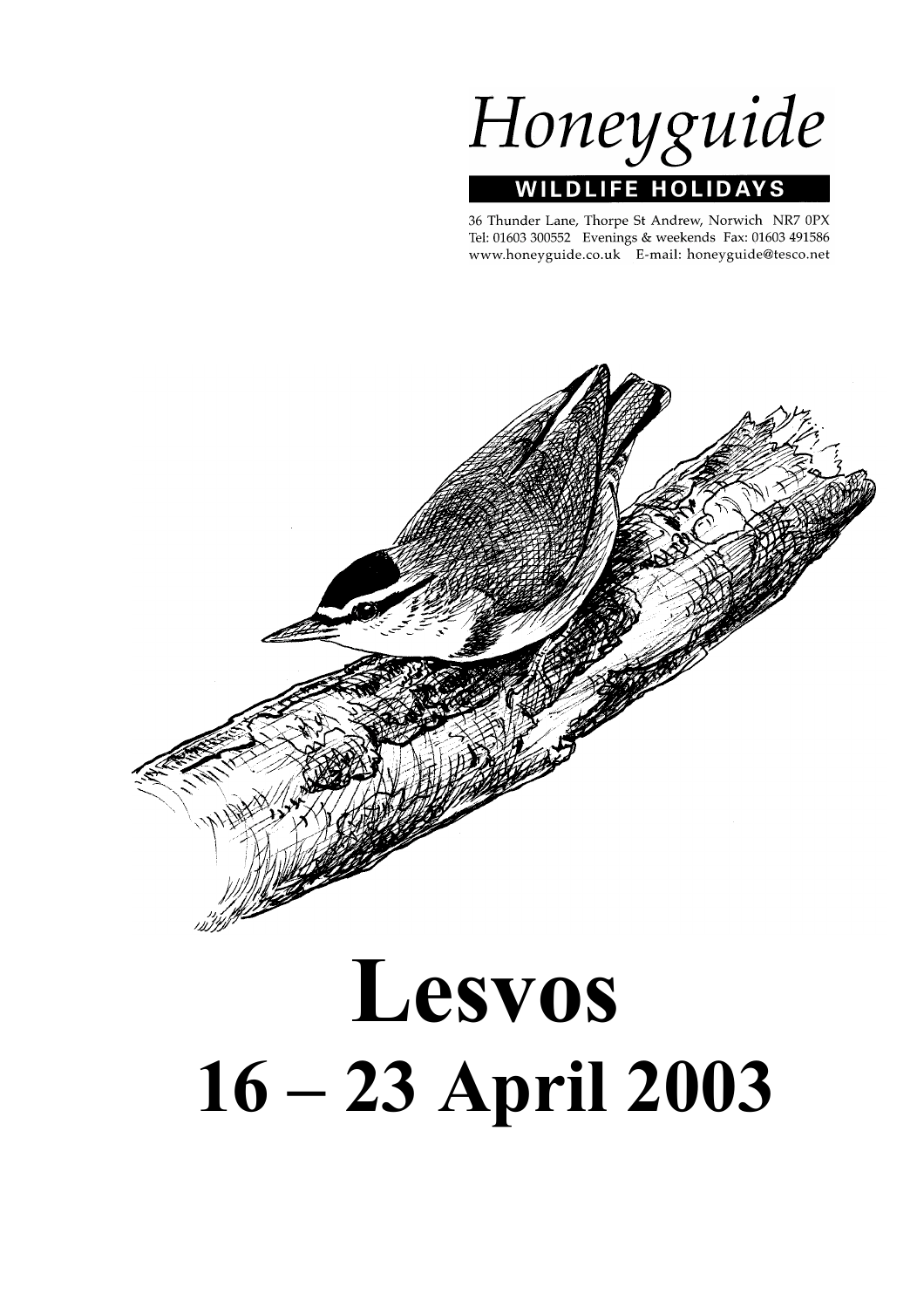# Honeyguide

**WILDLIFE HOLIDAYS**

36 Thunder Lane, Thorpe St Andrew, Norwich NR7 0PX
Tel: 01603 300552 Evenings & weekends Fax: 01603 491586
www.honeyguide.co.uk E-mail: honeyguide@tesco.net

# Lesvos

## 16 – 23 April 2003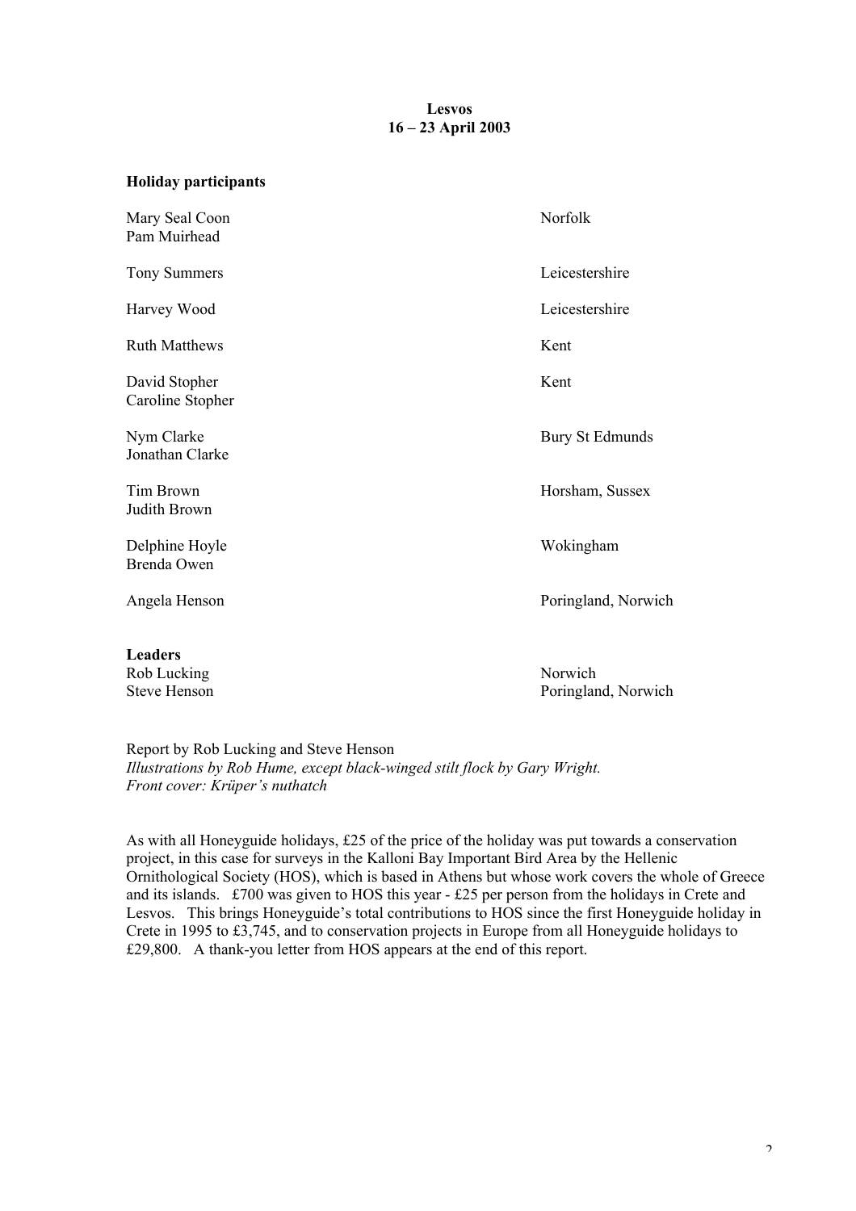**Lesvos**
**16 – 23 April 2003**

**Holiday participants**

| | |
|---|---|
| Mary Seal Coon<br>Pam Muirhead | Norfolk |
| Tony Summers | Leicestershire |
| Harvey Wood | Leicestershire |
| Ruth Matthews | Kent |
| David Stopher<br>Caroline Stopher | Kent |
| Nym Clarke<br>Jonathan Clarke | Bury St Edmunds |
| Tim Brown<br>Judith Brown | Horsham, Sussex |
| Delphine Hoyle<br>Brenda Owen | Wokingham |
| Angela Henson | Poringland, Norwich |

**Leaders**

| | |
|---|---|
| Rob Lucking | Norwich |
| Steve Henson | Poringland, Norwich |

Report by Rob Lucking and Steve Henson
*Illustrations by Rob Hume, except black-winged stilt flock by Gary Wright.*
*Front cover: Krüper's nuthatch*

As with all Honeyguide holidays, £25 of the price of the holiday was put towards a conservation project, in this case for surveys in the Kalloni Bay Important Bird Area by the Hellenic Ornithological Society (HOS), which is based in Athens but whose work covers the whole of Greece and its islands. £700 was given to HOS this year - £25 per person from the holidays in Crete and Lesvos. This brings Honeyguide's total contributions to HOS since the first Honeyguide holiday in Crete in 1995 to £3,745, and to conservation projects in Europe from all Honeyguide holidays to £29,800. A thank-you letter from HOS appears at the end of this report.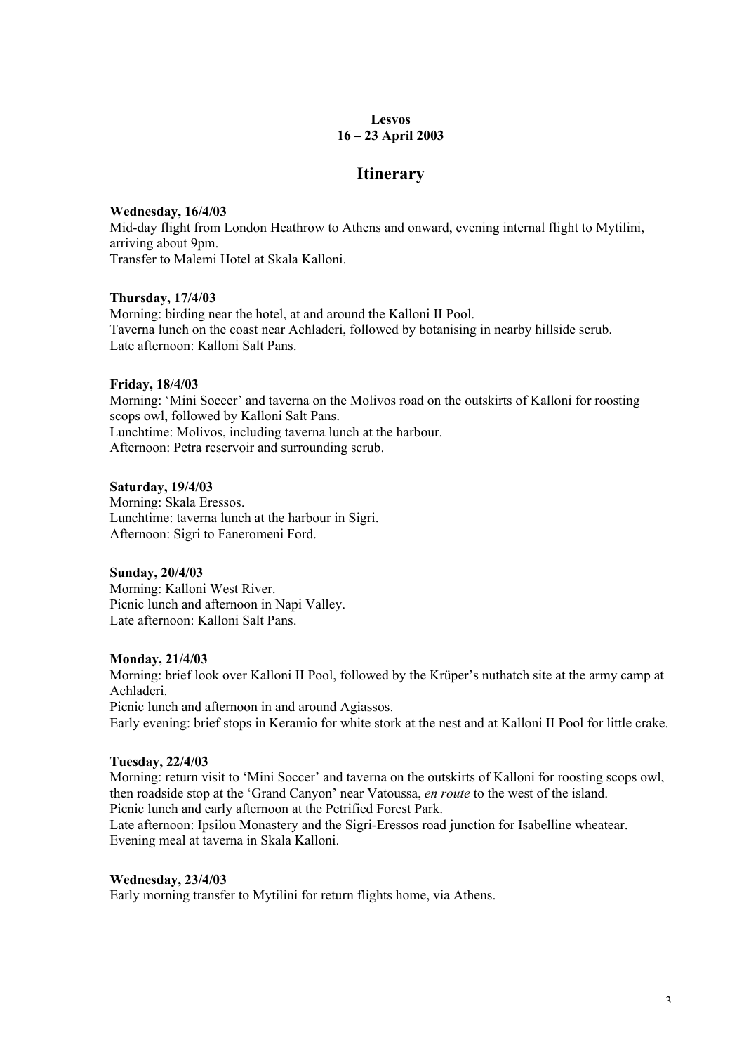**Lesvos**
**16 – 23 April 2003**

# Itinerary

**Wednesday, 16/4/03**
Mid-day flight from London Heathrow to Athens and onward, evening internal flight to Mytilini, arriving about 9pm.
Transfer to Malemi Hotel at Skala Kalloni.

**Thursday, 17/4/03**
Morning: birding near the hotel, at and around the Kalloni II Pool.
Taverna lunch on the coast near Achladeri, followed by botanising in nearby hillside scrub.
Late afternoon: Kalloni Salt Pans.

**Friday, 18/4/03**
Morning: 'Mini Soccer' and taverna on the Molivos road on the outskirts of Kalloni for roosting scops owl, followed by Kalloni Salt Pans.
Lunchtime: Molivos, including taverna lunch at the harbour.
Afternoon: Petra reservoir and surrounding scrub.

**Saturday, 19/4/03**
Morning: Skala Eressos.
Lunchtime: taverna lunch at the harbour in Sigri.
Afternoon: Sigri to Faneromeni Ford.

**Sunday, 20/4/03**
Morning: Kalloni West River.
Picnic lunch and afternoon in Napi Valley.
Late afternoon: Kalloni Salt Pans.

**Monday, 21/4/03**
Morning: brief look over Kalloni II Pool, followed by the Krüper's nuthatch site at the army camp at Achladeri.
Picnic lunch and afternoon in and around Agiassos.
Early evening: brief stops in Keramio for white stork at the nest and at Kalloni II Pool for little crake.

**Tuesday, 22/4/03**
Morning: return visit to 'Mini Soccer' and taverna on the outskirts of Kalloni for roosting scops owl, then roadside stop at the 'Grand Canyon' near Vatoussa, *en route* to the west of the island.
Picnic lunch and early afternoon at the Petrified Forest Park.
Late afternoon: Ipsilou Monastery and the Sigri-Eressos road junction for Isabelline wheatear.
Evening meal at taverna in Skala Kalloni.

**Wednesday, 23/4/03**
Early morning transfer to Mytilini for return flights home, via Athens.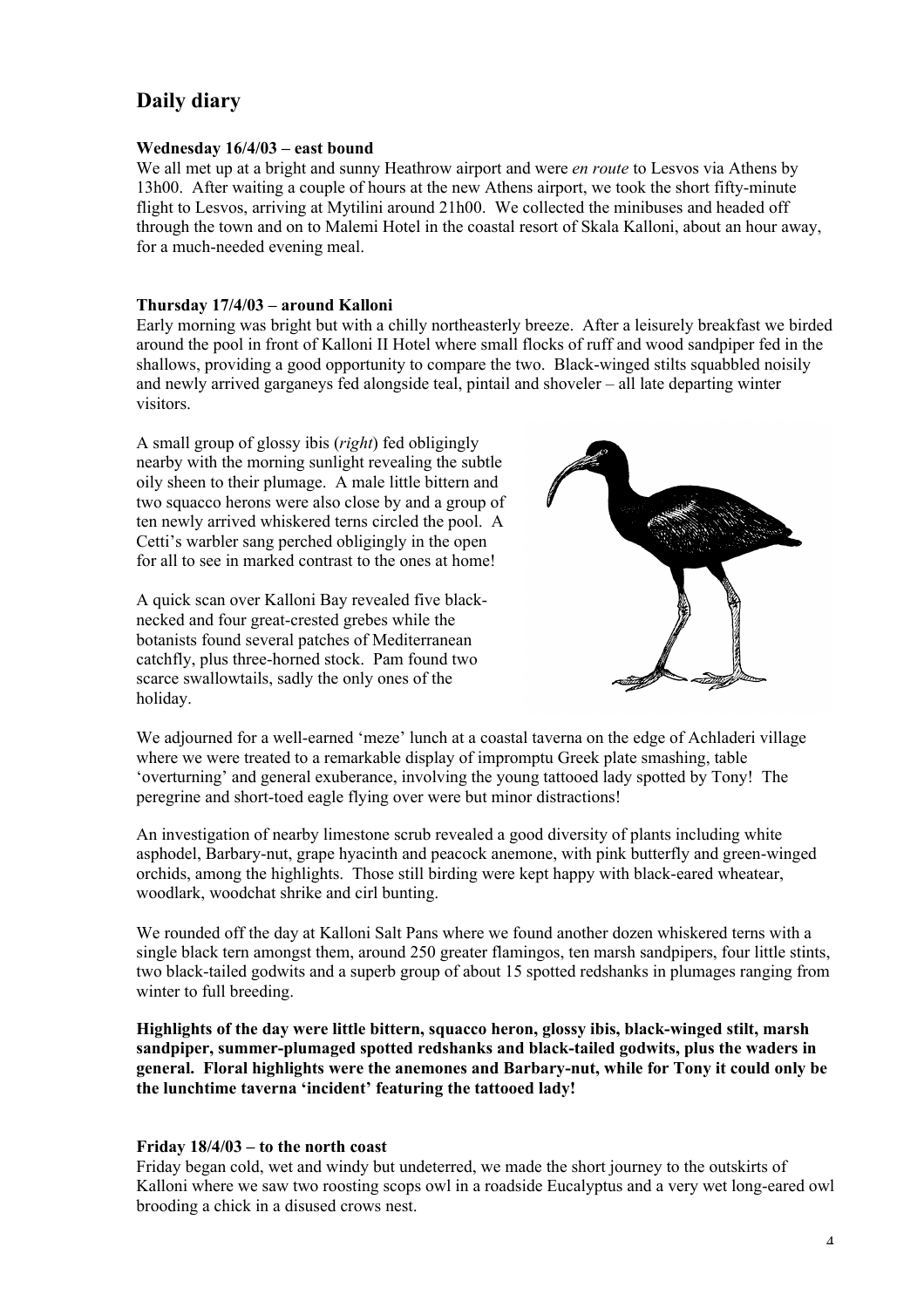## Daily diary

**Wednesday 16/4/03 – east bound**

We all met up at a bright and sunny Heathrow airport and were *en route* to Lesvos via Athens by 13h00. After waiting a couple of hours at the new Athens airport, we took the short fifty-minute flight to Lesvos, arriving at Mytilini around 21h00. We collected the minibuses and headed off through the town and on to Malemi Hotel in the coastal resort of Skala Kalloni, about an hour away, for a much-needed evening meal.

**Thursday 17/4/03 – around Kalloni**

Early morning was bright but with a chilly northeasterly breeze. After a leisurely breakfast we birded around the pool in front of Kalloni II Hotel where small flocks of ruff and wood sandpiper fed in the shallows, providing a good opportunity to compare the two. Black-winged stilts squabbled noisily and newly arrived garganeys fed alongside teal, pintail and shoveler – all late departing winter visitors.

A small group of glossy ibis (*right*) fed obligingly nearby with the morning sunlight revealing the subtle oily sheen to their plumage. A male little bittern and two squacco herons were also close by and a group of ten newly arrived whiskered terns circled the pool. A Cetti's warbler sang perched obligingly in the open for all to see in marked contrast to the ones at home!

A quick scan over Kalloni Bay revealed five black-necked and four great-crested grebes while the botanists found several patches of Mediterranean catchfly, plus three-horned stock. Pam found two scarce swallowtails, sadly the only ones of the holiday.

We adjourned for a well-earned 'meze' lunch at a coastal taverna on the edge of Achladeri village where we were treated to a remarkable display of impromptu Greek plate smashing, table 'overturning' and general exuberance, involving the young tattooed lady spotted by Tony! The peregrine and short-toed eagle flying over were but minor distractions!

An investigation of nearby limestone scrub revealed a good diversity of plants including white asphodel, Barbary-nut, grape hyacinth and peacock anemone, with pink butterfly and green-winged orchids, among the highlights. Those still birding were kept happy with black-eared wheatear, woodlark, woodchat shrike and cirl bunting.

We rounded off the day at Kalloni Salt Pans where we found another dozen whiskered terns with a single black tern amongst them, around 250 greater flamingos, ten marsh sandpipers, four little stints, two black-tailed godwits and a superb group of about 15 spotted redshanks in plumages ranging from winter to full breeding.

**Highlights of the day were little bittern, squacco heron, glossy ibis, black-winged stilt, marsh sandpiper, summer-plumaged spotted redshanks and black-tailed godwits, plus the waders in general. Floral highlights were the anemones and Barbary-nut, while for Tony it could only be the lunchtime taverna 'incident' featuring the tattooed lady!**

**Friday 18/4/03 – to the north coast**

Friday began cold, wet and windy but undeterred, we made the short journey to the outskirts of Kalloni where we saw two roosting scops owl in a roadside Eucalyptus and a very wet long-eared owl brooding a chick in a disused crows nest.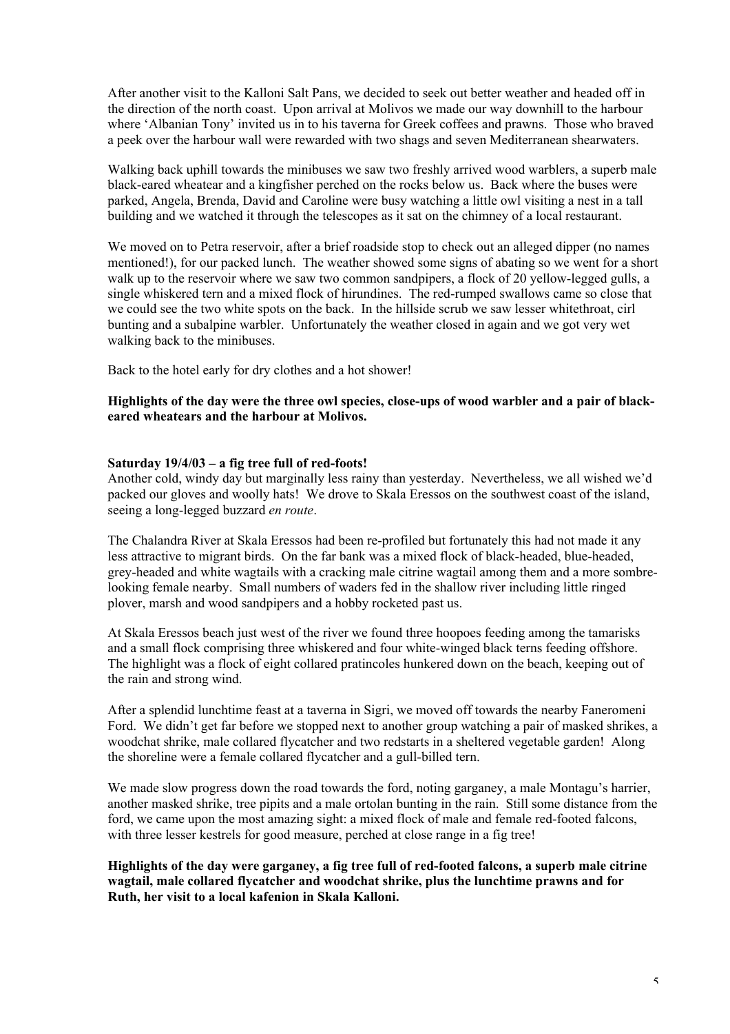After another visit to the Kalloni Salt Pans, we decided to seek out better weather and headed off in the direction of the north coast. Upon arrival at Molivos we made our way downhill to the harbour where 'Albanian Tony' invited us in to his taverna for Greek coffees and prawns. Those who braved a peek over the harbour wall were rewarded with two shags and seven Mediterranean shearwaters.

Walking back uphill towards the minibuses we saw two freshly arrived wood warblers, a superb male black-eared wheatear and a kingfisher perched on the rocks below us. Back where the buses were parked, Angela, Brenda, David and Caroline were busy watching a little owl visiting a nest in a tall building and we watched it through the telescopes as it sat on the chimney of a local restaurant.

We moved on to Petra reservoir, after a brief roadside stop to check out an alleged dipper (no names mentioned!), for our packed lunch. The weather showed some signs of abating so we went for a short walk up to the reservoir where we saw two common sandpipers, a flock of 20 yellow-legged gulls, a single whiskered tern and a mixed flock of hirundines. The red-rumped swallows came so close that we could see the two white spots on the back. In the hillside scrub we saw lesser whitethroat, cirl bunting and a subalpine warbler. Unfortunately the weather closed in again and we got very wet walking back to the minibuses.

Back to the hotel early for dry clothes and a hot shower!

**Highlights of the day were the three owl species, close-ups of wood warbler and a pair of black-eared wheatears and the harbour at Molivos.**

**Saturday 19/4/03 – a fig tree full of red-foots!**

Another cold, windy day but marginally less rainy than yesterday. Nevertheless, we all wished we'd packed our gloves and woolly hats! We drove to Skala Eressos on the southwest coast of the island, seeing a long-legged buzzard *en route*.

The Chalandra River at Skala Eressos had been re-profiled but fortunately this had not made it any less attractive to migrant birds. On the far bank was a mixed flock of black-headed, blue-headed, grey-headed and white wagtails with a cracking male citrine wagtail among them and a more sombre-looking female nearby. Small numbers of waders fed in the shallow river including little ringed plover, marsh and wood sandpipers and a hobby rocketed past us.

At Skala Eressos beach just west of the river we found three hoopoes feeding among the tamarisks and a small flock comprising three whiskered and four white-winged black terns feeding offshore. The highlight was a flock of eight collared pratincoles hunkered down on the beach, keeping out of the rain and strong wind.

After a splendid lunchtime feast at a taverna in Sigri, we moved off towards the nearby Faneromeni Ford. We didn't get far before we stopped next to another group watching a pair of masked shrikes, a woodchat shrike, male collared flycatcher and two redstarts in a sheltered vegetable garden! Along the shoreline were a female collared flycatcher and a gull-billed tern.

We made slow progress down the road towards the ford, noting garganey, a male Montagu's harrier, another masked shrike, tree pipits and a male ortolan bunting in the rain. Still some distance from the ford, we came upon the most amazing sight: a mixed flock of male and female red-footed falcons, with three lesser kestrels for good measure, perched at close range in a fig tree!

**Highlights of the day were garganey, a fig tree full of red-footed falcons, a superb male citrine wagtail, male collared flycatcher and woodchat shrike, plus the lunchtime prawns and for Ruth, her visit to a local kafenion in Skala Kalloni.**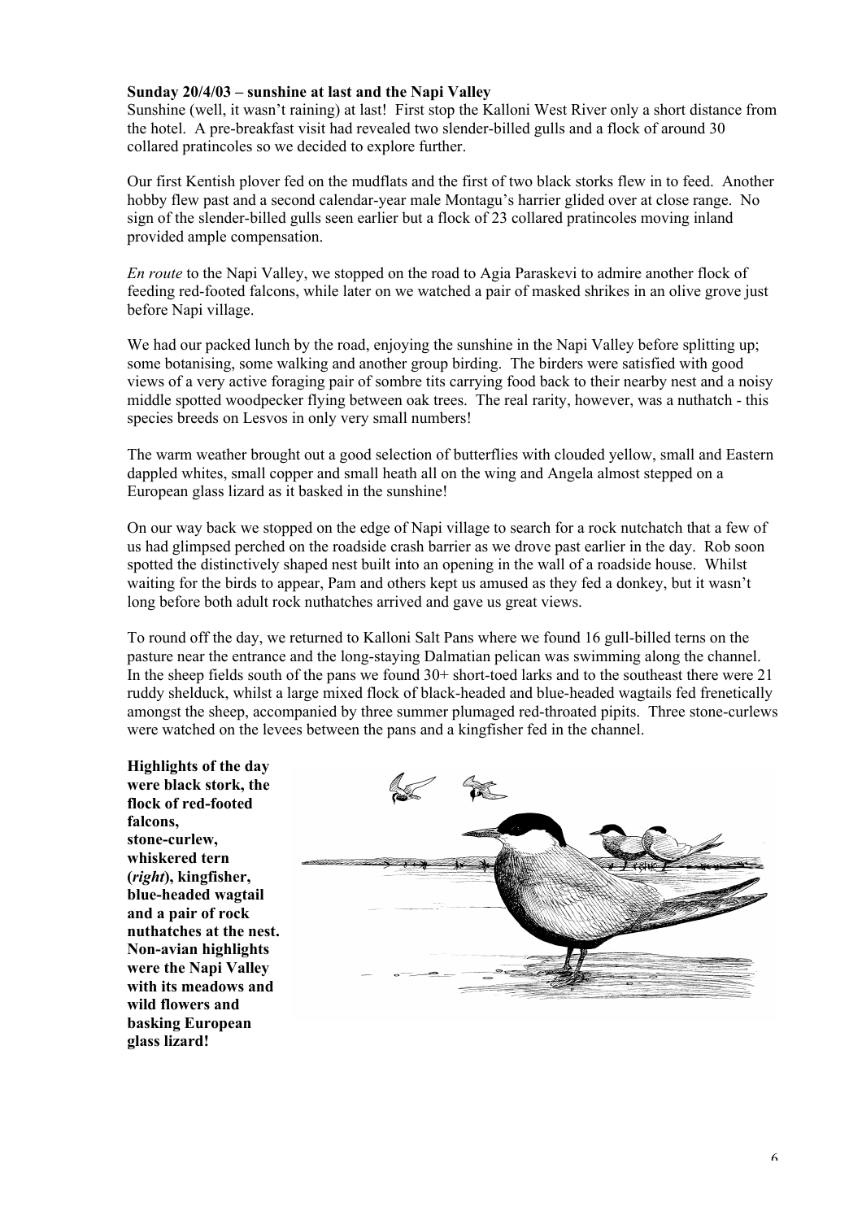**Sunday 20/4/03 – sunshine at last and the Napi Valley**

Sunshine (well, it wasn't raining) at last! First stop the Kalloni West River only a short distance from the hotel. A pre-breakfast visit had revealed two slender-billed gulls and a flock of around 30 collared pratincoles so we decided to explore further.

Our first Kentish plover fed on the mudflats and the first of two black storks flew in to feed. Another hobby flew past and a second calendar-year male Montagu's harrier glided over at close range. No sign of the slender-billed gulls seen earlier but a flock of 23 collared pratincoles moving inland provided ample compensation.

*En route* to the Napi Valley, we stopped on the road to Agia Paraskevi to admire another flock of feeding red-footed falcons, while later on we watched a pair of masked shrikes in an olive grove just before Napi village.

We had our packed lunch by the road, enjoying the sunshine in the Napi Valley before splitting up; some botanising, some walking and another group birding. The birders were satisfied with good views of a very active foraging pair of sombre tits carrying food back to their nearby nest and a noisy middle spotted woodpecker flying between oak trees. The real rarity, however, was a nuthatch - this species breeds on Lesvos in only very small numbers!

The warm weather brought out a good selection of butterflies with clouded yellow, small and Eastern dappled whites, small copper and small heath all on the wing and Angela almost stepped on a European glass lizard as it basked in the sunshine!

On our way back we stopped on the edge of Napi village to search for a rock nutchatch that a few of us had glimpsed perched on the roadside crash barrier as we drove past earlier in the day. Rob soon spotted the distinctively shaped nest built into an opening in the wall of a roadside house. Whilst waiting for the birds to appear, Pam and others kept us amused as they fed a donkey, but it wasn't long before both adult rock nuthatches arrived and gave us great views.

To round off the day, we returned to Kalloni Salt Pans where we found 16 gull-billed terns on the pasture near the entrance and the long-staying Dalmatian pelican was swimming along the channel. In the sheep fields south of the pans we found 30+ short-toed larks and to the southeast there were 21 ruddy shelduck, whilst a large mixed flock of black-headed and blue-headed wagtails fed frenetically amongst the sheep, accompanied by three summer plumaged red-throated pipits. Three stone-curlews were watched on the levees between the pans and a kingfisher fed in the channel.

**Highlights of the day were black stork, the flock of red-footed falcons, stone-curlew, whiskered tern (*right*), kingfisher, blue-headed wagtail and a pair of rock nuthatches at the nest. Non-avian highlights were the Napi Valley with its meadows and wild flowers and basking European glass lizard!**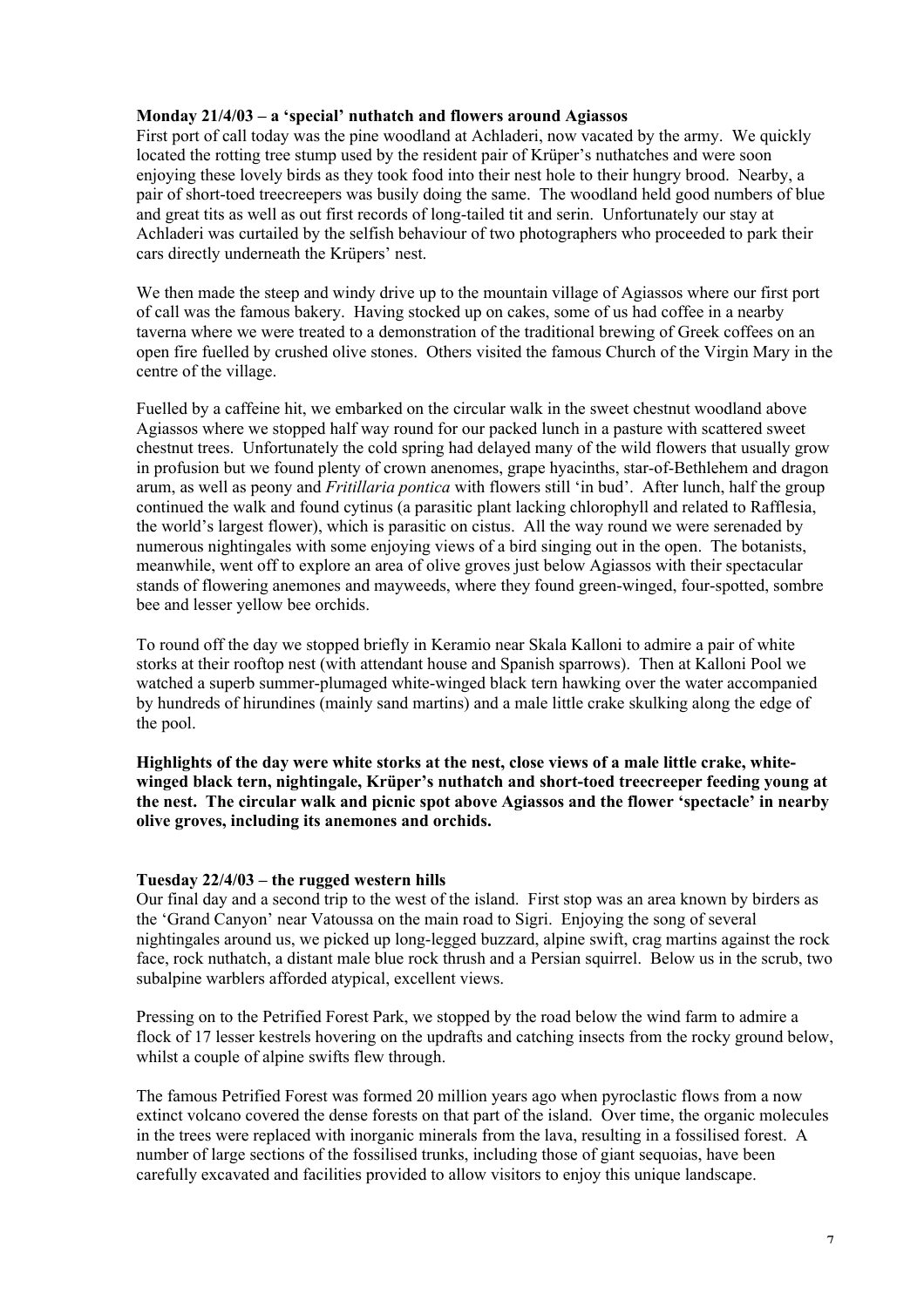**Monday 21/4/03 – a 'special' nuthatch and flowers around Agiassos**

First port of call today was the pine woodland at Achladeri, now vacated by the army. We quickly located the rotting tree stump used by the resident pair of Krüper's nuthatches and were soon enjoying these lovely birds as they took food into their nest hole to their hungry brood. Nearby, a pair of short-toed treecreepers was busily doing the same. The woodland held good numbers of blue and great tits as well as out first records of long-tailed tit and serin. Unfortunately our stay at Achladeri was curtailed by the selfish behaviour of two photographers who proceeded to park their cars directly underneath the Krüpers' nest.

We then made the steep and windy drive up to the mountain village of Agiassos where our first port of call was the famous bakery. Having stocked up on cakes, some of us had coffee in a nearby taverna where we were treated to a demonstration of the traditional brewing of Greek coffees on an open fire fuelled by crushed olive stones. Others visited the famous Church of the Virgin Mary in the centre of the village.

Fuelled by a caffeine hit, we embarked on the circular walk in the sweet chestnut woodland above Agiassos where we stopped half way round for our packed lunch in a pasture with scattered sweet chestnut trees. Unfortunately the cold spring had delayed many of the wild flowers that usually grow in profusion but we found plenty of crown anemones, grape hyacinths, star-of-Bethlehem and dragon arum, as well as peony and *Fritillaria pontica* with flowers still 'in bud'. After lunch, half the group continued the walk and found cytinus (a parasitic plant lacking chlorophyll and related to Rafflesia, the world's largest flower), which is parasitic on cistus. All the way round we were serenaded by numerous nightingales with some enjoying views of a bird singing out in the open. The botanists, meanwhile, went off to explore an area of olive groves just below Agiassos with their spectacular stands of flowering anemones and mayweeds, where they found green-winged, four-spotted, sombre bee and lesser yellow bee orchids.

To round off the day we stopped briefly in Keramio near Skala Kalloni to admire a pair of white storks at their rooftop nest (with attendant house and Spanish sparrows). Then at Kalloni Pool we watched a superb summer-plumaged white-winged black tern hawking over the water accompanied by hundreds of hirundines (mainly sand martins) and a male little crake skulking along the edge of the pool.

**Highlights of the day were white storks at the nest, close views of a male little crake, white-winged black tern, nightingale, Krüper's nuthatch and short-toed treecreeper feeding young at the nest. The circular walk and picnic spot above Agiassos and the flower 'spectacle' in nearby olive groves, including its anemones and orchids.**

**Tuesday 22/4/03 – the rugged western hills**

Our final day and a second trip to the west of the island. First stop was an area known by birders as the 'Grand Canyon' near Vatoussa on the main road to Sigri. Enjoying the song of several nightingales around us, we picked up long-legged buzzard, alpine swift, crag martins against the rock face, rock nuthatch, a distant male blue rock thrush and a Persian squirrel. Below us in the scrub, two subalpine warblers afforded atypical, excellent views.

Pressing on to the Petrified Forest Park, we stopped by the road below the wind farm to admire a flock of 17 lesser kestrels hovering on the updrafts and catching insects from the rocky ground below, whilst a couple of alpine swifts flew through.

The famous Petrified Forest was formed 20 million years ago when pyroclastic flows from a now extinct volcano covered the dense forests on that part of the island. Over time, the organic molecules in the trees were replaced with inorganic minerals from the lava, resulting in a fossilised forest. A number of large sections of the fossilised trunks, including those of giant sequoias, have been carefully excavated and facilities provided to allow visitors to enjoy this unique landscape.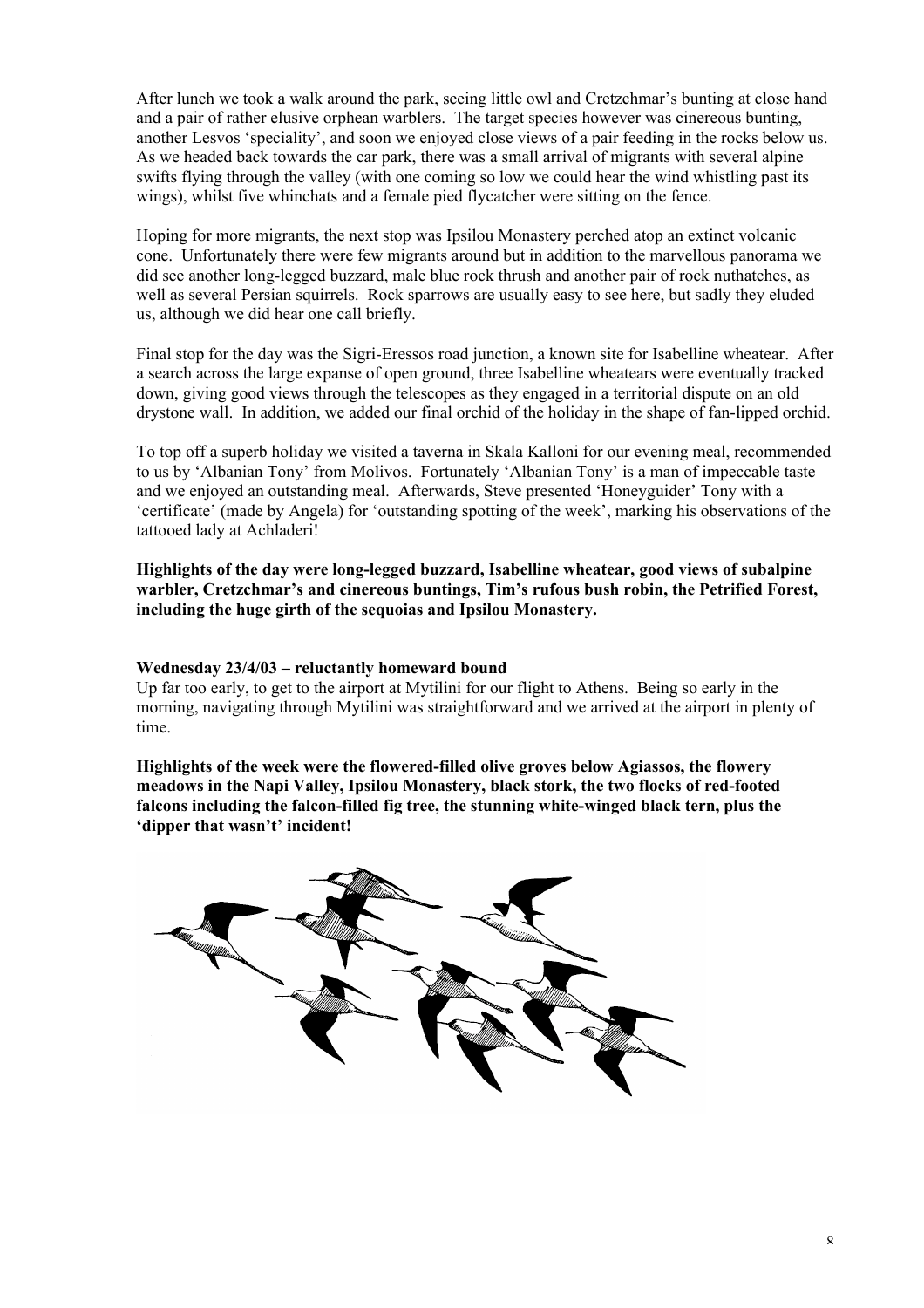After lunch we took a walk around the park, seeing little owl and Cretzchmar's bunting at close hand and a pair of rather elusive orphean warblers. The target species however was cinereous bunting, another Lesvos 'speciality', and soon we enjoyed close views of a pair feeding in the rocks below us. As we headed back towards the car park, there was a small arrival of migrants with several alpine swifts flying through the valley (with one coming so low we could hear the wind whistling past its wings), whilst five whinchats and a female pied flycatcher were sitting on the fence.

Hoping for more migrants, the next stop was Ipsilou Monastery perched atop an extinct volcanic cone. Unfortunately there were few migrants around but in addition to the marvellous panorama we did see another long-legged buzzard, male blue rock thrush and another pair of rock nuthatches, as well as several Persian squirrels. Rock sparrows are usually easy to see here, but sadly they eluded us, although we did hear one call briefly.

Final stop for the day was the Sigri-Eressos road junction, a known site for Isabelline wheatear. After a search across the large expanse of open ground, three Isabelline wheatears were eventually tracked down, giving good views through the telescopes as they engaged in a territorial dispute on an old drystone wall. In addition, we added our final orchid of the holiday in the shape of fan-lipped orchid.

To top off a superb holiday we visited a taverna in Skala Kalloni for our evening meal, recommended to us by 'Albanian Tony' from Molivos. Fortunately 'Albanian Tony' is a man of impeccable taste and we enjoyed an outstanding meal. Afterwards, Steve presented 'Honeyguider' Tony with a 'certificate' (made by Angela) for 'outstanding spotting of the week', marking his observations of the tattooed lady at Achladeri!

**Highlights of the day were long-legged buzzard, Isabelline wheatear, good views of subalpine warbler, Cretzchmar's and cinereous buntings, Tim's rufous bush robin, the Petrified Forest, including the huge girth of the sequoias and Ipsilou Monastery.**

**Wednesday 23/4/03 – reluctantly homeward bound**

Up far too early, to get to the airport at Mytilini for our flight to Athens. Being so early in the morning, navigating through Mytilini was straightforward and we arrived at the airport in plenty of time.

**Highlights of the week were the flowered-filled olive groves below Agiassos, the flowery meadows in the Napi Valley, Ipsilou Monastery, black stork, the two flocks of red-footed falcons including the falcon-filled fig tree, the stunning white-winged black tern, plus the 'dipper that wasn't' incident!**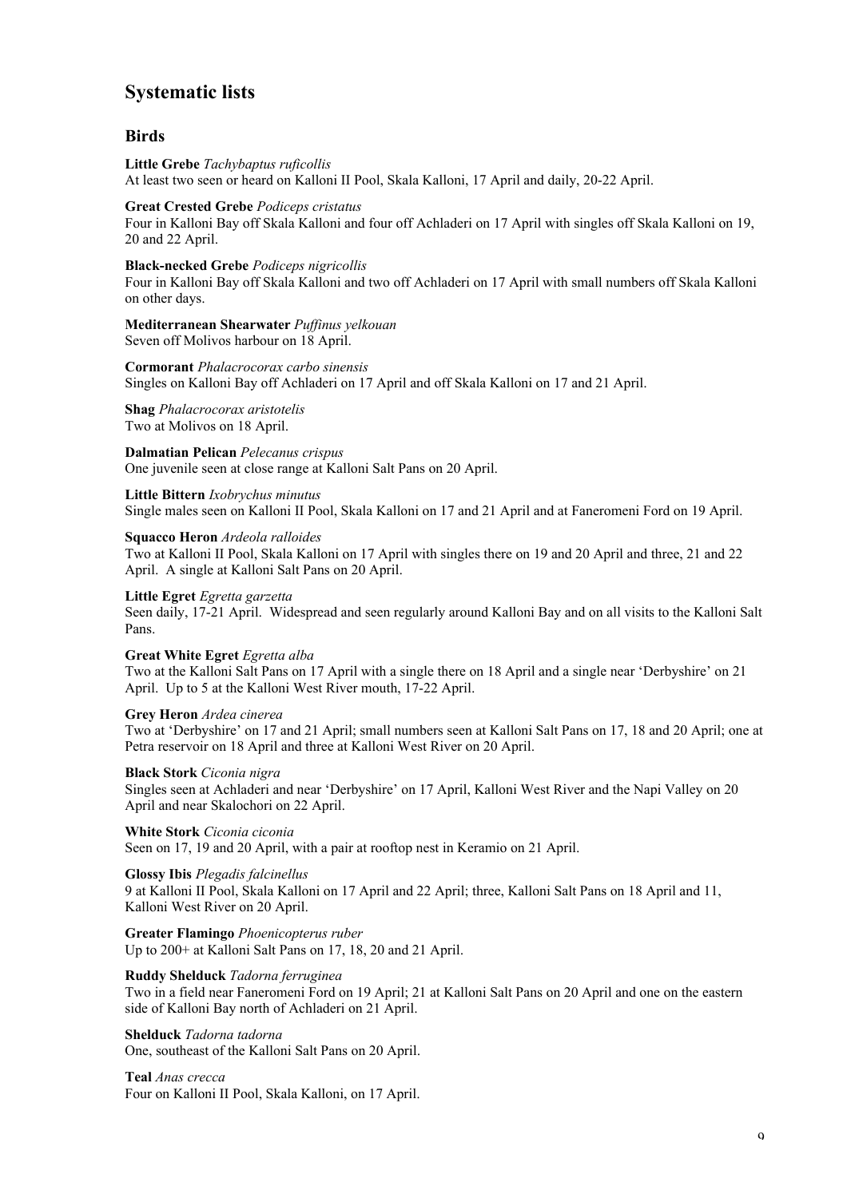# Systematic lists

## Birds

**Little Grebe** *Tachybaptus ruficollis*
At least two seen or heard on Kalloni II Pool, Skala Kalloni, 17 April and daily, 20-22 April.

**Great Crested Grebe** *Podiceps cristatus*
Four in Kalloni Bay off Skala Kalloni and four off Achladeri on 17 April with singles off Skala Kalloni on 19, 20 and 22 April.

**Black-necked Grebe** *Podiceps nigricollis*
Four in Kalloni Bay off Skala Kalloni and two off Achladeri on 17 April with small numbers off Skala Kalloni on other days.

**Mediterranean Shearwater** *Puffinus yelkouan*
Seven off Molivos harbour on 18 April.

**Cormorant** *Phalacrocorax carbo sinensis*
Singles on Kalloni Bay off Achladeri on 17 April and off Skala Kalloni on 17 and 21 April.

**Shag** *Phalacrocorax aristotelis*
Two at Molivos on 18 April.

**Dalmatian Pelican** *Pelecanus crispus*
One juvenile seen at close range at Kalloni Salt Pans on 20 April.

**Little Bittern** *Ixobrychus minutus*
Single males seen on Kalloni II Pool, Skala Kalloni on 17 and 21 April and at Faneromeni Ford on 19 April.

**Squacco Heron** *Ardeola ralloides*
Two at Kalloni II Pool, Skala Kalloni on 17 April with singles there on 19 and 20 April and three, 21 and 22 April. A single at Kalloni Salt Pans on 20 April.

**Little Egret** *Egretta garzetta*
Seen daily, 17-21 April. Widespread and seen regularly around Kalloni Bay and on all visits to the Kalloni Salt Pans.

**Great White Egret** *Egretta alba*
Two at the Kalloni Salt Pans on 17 April with a single there on 18 April and a single near 'Derbyshire' on 21 April. Up to 5 at the Kalloni West River mouth, 17-22 April.

**Grey Heron** *Ardea cinerea*
Two at 'Derbyshire' on 17 and 21 April; small numbers seen at Kalloni Salt Pans on 17, 18 and 20 April; one at Petra reservoir on 18 April and three at Kalloni West River on 20 April.

**Black Stork** *Ciconia nigra*
Singles seen at Achladeri and near 'Derbyshire' on 17 April, Kalloni West River and the Napi Valley on 20 April and near Skalochori on 22 April.

**White Stork** *Ciconia ciconia*
Seen on 17, 19 and 20 April, with a pair at rooftop nest in Keramio on 21 April.

**Glossy Ibis** *Plegadis falcinellus*
9 at Kalloni II Pool, Skala Kalloni on 17 April and 22 April; three, Kalloni Salt Pans on 18 April and 11, Kalloni West River on 20 April.

**Greater Flamingo** *Phoenicopterus ruber*
Up to 200+ at Kalloni Salt Pans on 17, 18, 20 and 21 April.

**Ruddy Shelduck** *Tadorna ferruginea*
Two in a field near Faneromeni Ford on 19 April; 21 at Kalloni Salt Pans on 20 April and one on the eastern side of Kalloni Bay north of Achladeri on 21 April.

**Shelduck** *Tadorna tadorna*
One, southeast of the Kalloni Salt Pans on 20 April.

**Teal** *Anas crecca*
Four on Kalloni II Pool, Skala Kalloni, on 17 April.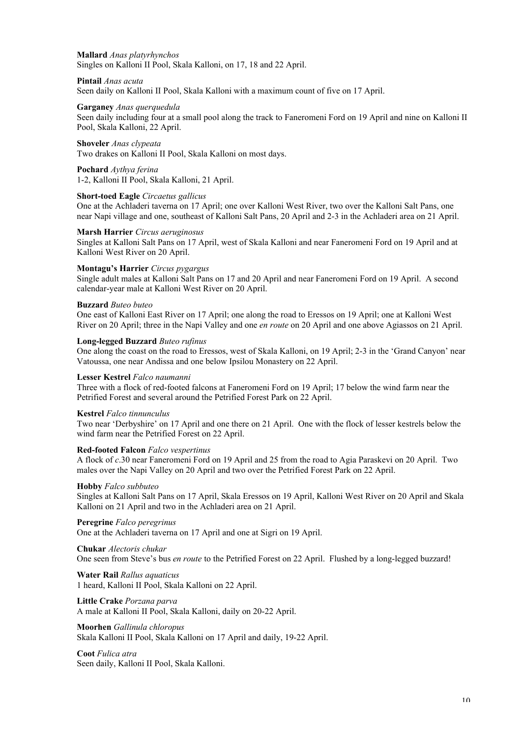**Mallard** *Anas platyrhynchos*
Singles on Kalloni II Pool, Skala Kalloni, on 17, 18 and 22 April.

**Pintail** *Anas acuta*
Seen daily on Kalloni II Pool, Skala Kalloni with a maximum count of five on 17 April.

**Garganey** *Anas querquedula*
Seen daily including four at a small pool along the track to Faneromeni Ford on 19 April and nine on Kalloni II Pool, Skala Kalloni, 22 April.

**Shoveler** *Anas clypeata*
Two drakes on Kalloni II Pool, Skala Kalloni on most days.

**Pochard** *Aythya ferina*
1-2, Kalloni II Pool, Skala Kalloni, 21 April.

**Short-toed Eagle** *Circaetus gallicus*
One at the Achladeri taverna on 17 April; one over Kalloni West River, two over the Kalloni Salt Pans, one near Napi village and one, southeast of Kalloni Salt Pans, 20 April and 2-3 in the Achladeri area on 21 April.

**Marsh Harrier** *Circus aeruginosus*
Singles at Kalloni Salt Pans on 17 April, west of Skala Kalloni and near Faneromeni Ford on 19 April and at Kalloni West River on 20 April.

**Montagu's Harrier** *Circus pygargus*
Single adult males at Kalloni Salt Pans on 17 and 20 April and near Faneromeni Ford on 19 April. A second calendar-year male at Kalloni West River on 20 April.

**Buzzard** *Buteo buteo*
One east of Kalloni East River on 17 April; one along the road to Eressos on 19 April; one at Kalloni West River on 20 April; three in the Napi Valley and one *en route* on 20 April and one above Agiassos on 21 April.

**Long-legged Buzzard** *Buteo rufinus*
One along the coast on the road to Eressos, west of Skala Kalloni, on 19 April; 2-3 in the 'Grand Canyon' near Vatoussa, one near Andissa and one below Ipsilou Monastery on 22 April.

**Lesser Kestrel** *Falco naumanni*
Three with a flock of red-footed falcons at Faneromeni Ford on 19 April; 17 below the wind farm near the Petrified Forest and several around the Petrified Forest Park on 22 April.

**Kestrel** *Falco tinnunculus*
Two near 'Derbyshire' on 17 April and one there on 21 April. One with the flock of lesser kestrels below the wind farm near the Petrified Forest on 22 April.

**Red-footed Falcon** *Falco vespertinus*
A flock of *c*.30 near Faneromeni Ford on 19 April and 25 from the road to Agia Paraskevi on 20 April. Two males over the Napi Valley on 20 April and two over the Petrified Forest Park on 22 April.

**Hobby** *Falco subbuteo*
Singles at Kalloni Salt Pans on 17 April, Skala Eressos on 19 April, Kalloni West River on 20 April and Skala Kalloni on 21 April and two in the Achladeri area on 21 April.

**Peregrine** *Falco peregrinus*
One at the Achladeri taverna on 17 April and one at Sigri on 19 April.

**Chukar** *Alectoris chukar*
One seen from Steve's bus *en route* to the Petrified Forest on 22 April. Flushed by a long-legged buzzard!

**Water Rail** *Rallus aquaticus*
1 heard, Kalloni II Pool, Skala Kalloni on 22 April.

**Little Crake** *Porzana parva*
A male at Kalloni II Pool, Skala Kalloni, daily on 20-22 April.

**Moorhen** *Gallinula chloropus*
Skala Kalloni II Pool, Skala Kalloni on 17 April and daily, 19-22 April.

**Coot** *Fulica atra*
Seen daily, Kalloni II Pool, Skala Kalloni.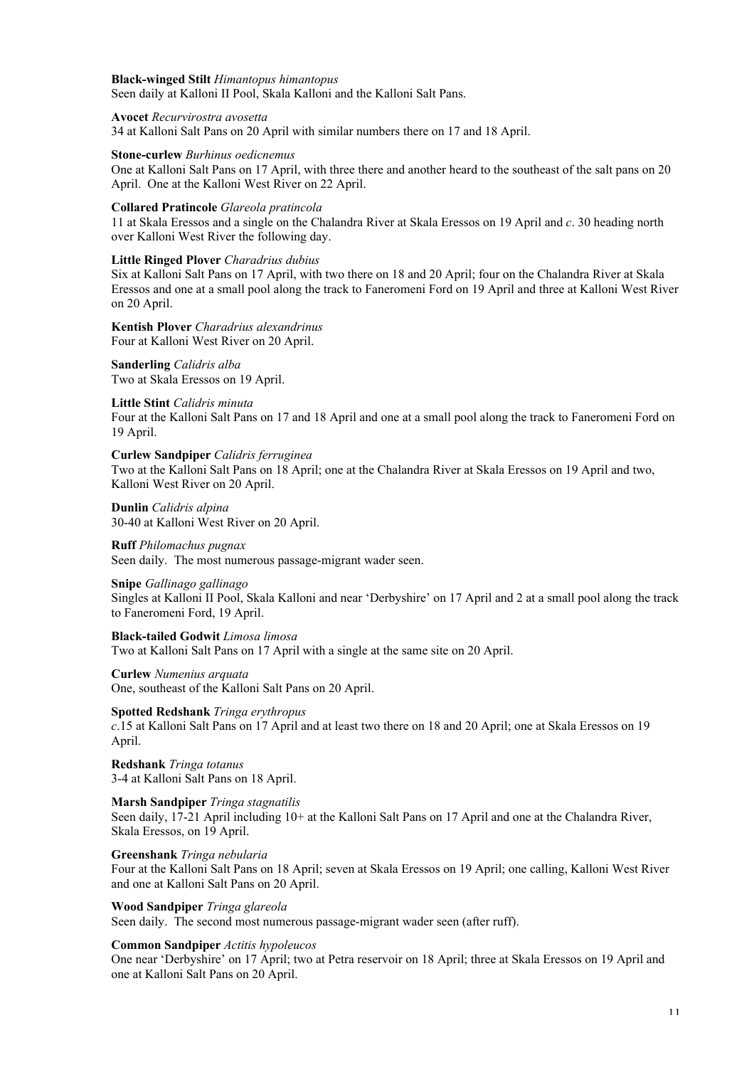**Black-winged Stilt** *Himantopus himantopus*
Seen daily at Kalloni II Pool, Skala Kalloni and the Kalloni Salt Pans.

**Avocet** *Recurvirostra avosetta*
34 at Kalloni Salt Pans on 20 April with similar numbers there on 17 and 18 April.

**Stone-curlew** *Burhinus oedicnemus*
One at Kalloni Salt Pans on 17 April, with three there and another heard to the southeast of the salt pans on 20 April. One at the Kalloni West River on 22 April.

**Collared Pratincole** *Glareola pratincola*
11 at Skala Eressos and a single on the Chalandra River at Skala Eressos on 19 April and *c*. 30 heading north over Kalloni West River the following day.

**Little Ringed Plover** *Charadrius dubius*
Six at Kalloni Salt Pans on 17 April, with two there on 18 and 20 April; four on the Chalandra River at Skala Eressos and one at a small pool along the track to Faneromeni Ford on 19 April and three at Kalloni West River on 20 April.

**Kentish Plover** *Charadrius alexandrinus*
Four at Kalloni West River on 20 April.

**Sanderling** *Calidris alba*
Two at Skala Eressos on 19 April.

**Little Stint** *Calidris minuta*
Four at the Kalloni Salt Pans on 17 and 18 April and one at a small pool along the track to Faneromeni Ford on 19 April.

**Curlew Sandpiper** *Calidris ferruginea*
Two at the Kalloni Salt Pans on 18 April; one at the Chalandra River at Skala Eressos on 19 April and two, Kalloni West River on 20 April.

**Dunlin** *Calidris alpina*
30-40 at Kalloni West River on 20 April.

**Ruff** *Philomachus pugnax*
Seen daily. The most numerous passage-migrant wader seen.

**Snipe** *Gallinago gallinago*
Singles at Kalloni II Pool, Skala Kalloni and near 'Derbyshire' on 17 April and 2 at a small pool along the track to Faneromeni Ford, 19 April.

**Black-tailed Godwit** *Limosa limosa*
Two at Kalloni Salt Pans on 17 April with a single at the same site on 20 April.

**Curlew** *Numenius arquata*
One, southeast of the Kalloni Salt Pans on 20 April.

**Spotted Redshank** *Tringa erythropus*
*c*.15 at Kalloni Salt Pans on 17 April and at least two there on 18 and 20 April; one at Skala Eressos on 19 April.

**Redshank** *Tringa totanus*
3-4 at Kalloni Salt Pans on 18 April.

**Marsh Sandpiper** *Tringa stagnatilis*
Seen daily, 17-21 April including 10+ at the Kalloni Salt Pans on 17 April and one at the Chalandra River, Skala Eressos, on 19 April.

**Greenshank** *Tringa nebularia*
Four at the Kalloni Salt Pans on 18 April; seven at Skala Eressos on 19 April; one calling, Kalloni West River and one at Kalloni Salt Pans on 20 April.

**Wood Sandpiper** *Tringa glareola*
Seen daily. The second most numerous passage-migrant wader seen (after ruff).

**Common Sandpiper** *Actitis hypoleucos*
One near 'Derbyshire' on 17 April; two at Petra reservoir on 18 April; three at Skala Eressos on 19 April and one at Kalloni Salt Pans on 20 April.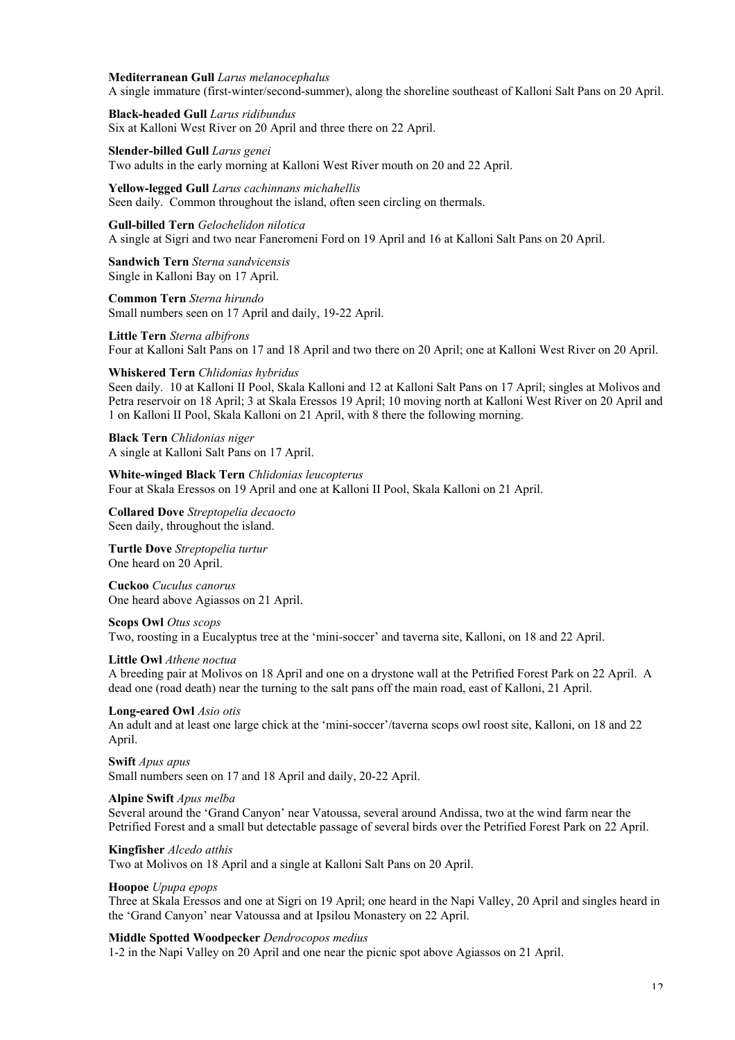**Mediterranean Gull** *Larus melanocephalus*
A single immature (first-winter/second-summer), along the shoreline southeast of Kalloni Salt Pans on 20 April.

**Black-headed Gull** *Larus ridibundus*
Six at Kalloni West River on 20 April and three there on 22 April.

**Slender-billed Gull** *Larus genei*
Two adults in the early morning at Kalloni West River mouth on 20 and 22 April.

**Yellow-legged Gull** *Larus cachinnans michahellis*
Seen daily. Common throughout the island, often seen circling on thermals.

**Gull-billed Tern** *Gelochelidon nilotica*
A single at Sigri and two near Faneromeni Ford on 19 April and 16 at Kalloni Salt Pans on 20 April.

**Sandwich Tern** *Sterna sandvicensis*
Single in Kalloni Bay on 17 April.

**Common Tern** *Sterna hirundo*
Small numbers seen on 17 April and daily, 19-22 April.

**Little Tern** *Sterna albifrons*
Four at Kalloni Salt Pans on 17 and 18 April and two there on 20 April; one at Kalloni West River on 20 April.

**Whiskered Tern** *Chlidonias hybridus*
Seen daily. 10 at Kalloni II Pool, Skala Kalloni and 12 at Kalloni Salt Pans on 17 April; singles at Molivos and Petra reservoir on 18 April; 3 at Skala Eressos 19 April; 10 moving north at Kalloni West River on 20 April and 1 on Kalloni II Pool, Skala Kalloni on 21 April, with 8 there the following morning.

**Black Tern** *Chlidonias niger*
A single at Kalloni Salt Pans on 17 April.

**White-winged Black Tern** *Chlidonias leucopterus*
Four at Skala Eressos on 19 April and one at Kalloni II Pool, Skala Kalloni on 21 April.

**Collared Dove** *Streptopelia decaocto*
Seen daily, throughout the island.

**Turtle Dove** *Streptopelia turtur*
One heard on 20 April.

**Cuckoo** *Cuculus canorus*
One heard above Agiassos on 21 April.

**Scops Owl** *Otus scops*
Two, roosting in a Eucalyptus tree at the 'mini-soccer' and taverna site, Kalloni, on 18 and 22 April.

**Little Owl** *Athene noctua*
A breeding pair at Molivos on 18 April and one on a drystone wall at the Petrified Forest Park on 22 April. A dead one (road death) near the turning to the salt pans off the main road, east of Kalloni, 21 April.

**Long-eared Owl** *Asio otis*
An adult and at least one large chick at the 'mini-soccer'/taverna scops owl roost site, Kalloni, on 18 and 22 April.

**Swift** *Apus apus*
Small numbers seen on 17 and 18 April and daily, 20-22 April.

**Alpine Swift** *Apus melba*
Several around the 'Grand Canyon' near Vatoussa, several around Andissa, two at the wind farm near the Petrified Forest and a small but detectable passage of several birds over the Petrified Forest Park on 22 April.

**Kingfisher** *Alcedo atthis*
Two at Molivos on 18 April and a single at Kalloni Salt Pans on 20 April.

**Hoopoe** *Upupa epops*
Three at Skala Eressos and one at Sigri on 19 April; one heard in the Napi Valley, 20 April and singles heard in the 'Grand Canyon' near Vatoussa and at Ipsilou Monastery on 22 April.

**Middle Spotted Woodpecker** *Dendrocopos medius*
1-2 in the Napi Valley on 20 April and one near the picnic spot above Agiassos on 21 April.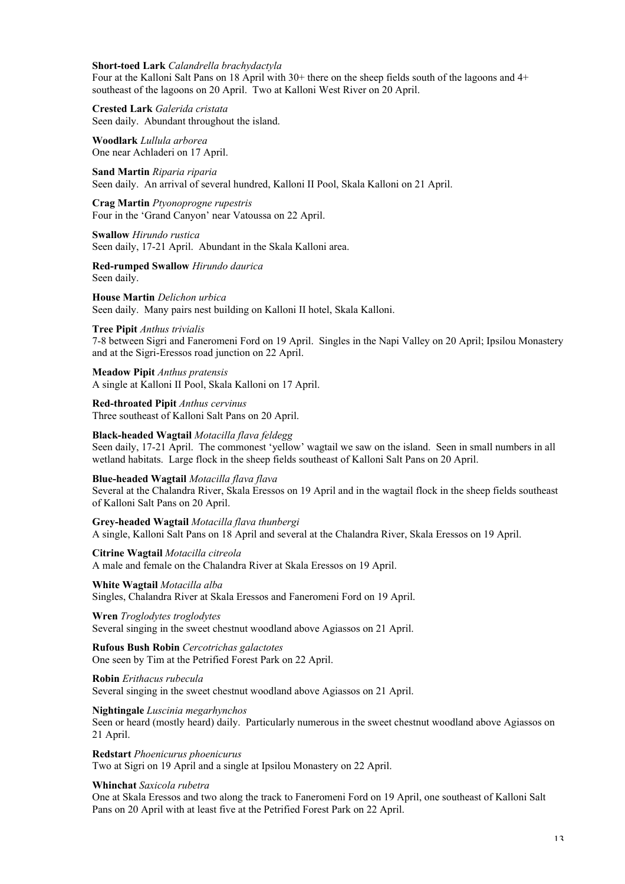**Short-toed Lark** *Calandrella brachydactyla*
Four at the Kalloni Salt Pans on 18 April with 30+ there on the sheep fields south of the lagoons and 4+ southeast of the lagoons on 20 April. Two at Kalloni West River on 20 April.

**Crested Lark** *Galerida cristata*
Seen daily. Abundant throughout the island.

**Woodlark** *Lullula arborea*
One near Achladeri on 17 April.

**Sand Martin** *Riparia riparia*
Seen daily. An arrival of several hundred, Kalloni II Pool, Skala Kalloni on 21 April.

**Crag Martin** *Ptyonoprogne rupestris*
Four in the 'Grand Canyon' near Vatoussa on 22 April.

**Swallow** *Hirundo rustica*
Seen daily, 17-21 April. Abundant in the Skala Kalloni area.

**Red-rumped Swallow** *Hirundo daurica*
Seen daily.

**House Martin** *Delichon urbica*
Seen daily. Many pairs nest building on Kalloni II hotel, Skala Kalloni.

**Tree Pipit** *Anthus trivialis*
7-8 between Sigri and Faneromeni Ford on 19 April. Singles in the Napi Valley on 20 April; Ipsilou Monastery and at the Sigri-Eressos road junction on 22 April.

**Meadow Pipit** *Anthus pratensis*
A single at Kalloni II Pool, Skala Kalloni on 17 April.

**Red-throated Pipit** *Anthus cervinus*
Three southeast of Kalloni Salt Pans on 20 April.

**Black-headed Wagtail** *Motacilla flava feldegg*
Seen daily, 17-21 April. The commonest 'yellow' wagtail we saw on the island. Seen in small numbers in all wetland habitats. Large flock in the sheep fields southeast of Kalloni Salt Pans on 20 April.

**Blue-headed Wagtail** *Motacilla flava flava*
Several at the Chalandra River, Skala Eressos on 19 April and in the wagtail flock in the sheep fields southeast of Kalloni Salt Pans on 20 April.

**Grey-headed Wagtail** *Motacilla flava thunbergi*
A single, Kalloni Salt Pans on 18 April and several at the Chalandra River, Skala Eressos on 19 April.

**Citrine Wagtail** *Motacilla citreola*
A male and female on the Chalandra River at Skala Eressos on 19 April.

**White Wagtail** *Motacilla alba*
Singles, Chalandra River at Skala Eressos and Faneromeni Ford on 19 April.

**Wren** *Troglodytes troglodytes*
Several singing in the sweet chestnut woodland above Agiassos on 21 April.

**Rufous Bush Robin** *Cercotrichas galactotes*
One seen by Tim at the Petrified Forest Park on 22 April.

**Robin** *Erithacus rubecula*
Several singing in the sweet chestnut woodland above Agiassos on 21 April.

**Nightingale** *Luscinia megarhynchos*
Seen or heard (mostly heard) daily. Particularly numerous in the sweet chestnut woodland above Agiassos on 21 April.

**Redstart** *Phoenicurus phoenicurus*
Two at Sigri on 19 April and a single at Ipsilou Monastery on 22 April.

**Whinchat** *Saxicola rubetra*
One at Skala Eressos and two along the track to Faneromeni Ford on 19 April, one southeast of Kalloni Salt Pans on 20 April with at least five at the Petrified Forest Park on 22 April.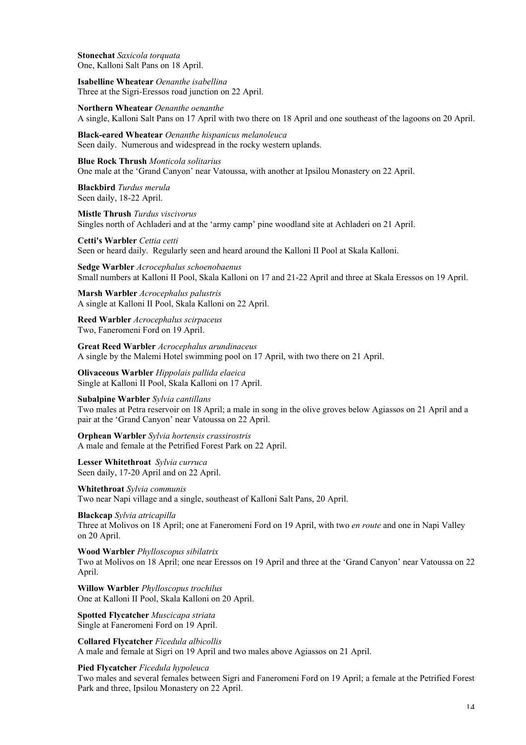**Stonechat** *Saxicola torquata*
One, Kalloni Salt Pans on 18 April.

**Isabelline Wheatear** *Oenanthe isabellina*
Three at the Sigri-Eressos road junction on 22 April.

**Northern Wheatear** *Oenanthe oenanthe*
A single, Kalloni Salt Pans on 17 April with two there on 18 April and one southeast of the lagoons on 20 April.

**Black-eared Wheatear** *Oenanthe hispanicus melanoleuca*
Seen daily. Numerous and widespread in the rocky western uplands.

**Blue Rock Thrush** *Monticola solitarius*
One male at the 'Grand Canyon' near Vatoussa, with another at Ipsilou Monastery on 22 April.

**Blackbird** *Turdus merula*
Seen daily, 18-22 April.

**Mistle Thrush** *Turdus viscivorus*
Singles north of Achladeri and at the 'army camp' pine woodland site at Achladeri on 21 April.

**Cetti's Warbler** *Cettia cetti*
Seen or heard daily. Regularly seen and heard around the Kalloni II Pool at Skala Kalloni.

**Sedge Warbler** *Acrocephalus schoenobaenus*
Small numbers at Kalloni II Pool, Skala Kalloni on 17 and 21-22 April and three at Skala Eressos on 19 April.

**Marsh Warbler** *Acrocephalus palustris*
A single at Kalloni II Pool, Skala Kalloni on 22 April.

**Reed Warbler** *Acrocephalus scirpaceus*
Two, Faneromeni Ford on 19 April.

**Great Reed Warbler** *Acrocephalus arundinaceus*
A single by the Malemi Hotel swimming pool on 17 April, with two there on 21 April.

**Olivaceous Warbler** *Hippolais pallida elaeica*
Single at Kalloni II Pool, Skala Kalloni on 17 April.

**Subalpine Warbler** *Sylvia cantillans*
Two males at Petra reservoir on 18 April; a male in song in the olive groves below Agiassos on 21 April and a pair at the 'Grand Canyon' near Vatoussa on 22 April.

**Orphean Warbler** *Sylvia hortensis crassirostris*
A male and female at the Petrified Forest Park on 22 April.

**Lesser Whitethroat** *Sylvia curruca*
Seen daily, 17-20 April and on 22 April.

**Whitethroat** *Sylvia communis*
Two near Napi village and a single, southeast of Kalloni Salt Pans, 20 April.

**Blackcap** *Sylvia atricapilla*
Three at Molivos on 18 April; one at Faneromeni Ford on 19 April, with two *en route* and one in Napi Valley on 20 April.

**Wood Warbler** *Phylloscopus sibilatrix*
Two at Molivos on 18 April; one near Eressos on 19 April and three at the 'Grand Canyon' near Vatoussa on 22 April.

**Willow Warbler** *Phylloscopus trochilus*
One at Kalloni II Pool, Skala Kalloni on 20 April.

**Spotted Flycatcher** *Muscicapa striata*
Single at Faneromeni Ford on 19 April.

**Collared Flycatcher** *Ficedula albicollis*
A male and female at Sigri on 19 April and two males above Agiassos on 21 April.

**Pied Flycatcher** *Ficedula hypoleuca*
Two males and several females between Sigri and Faneromeni Ford on 19 April; a female at the Petrified Forest Park and three, Ipsilou Monastery on 22 April.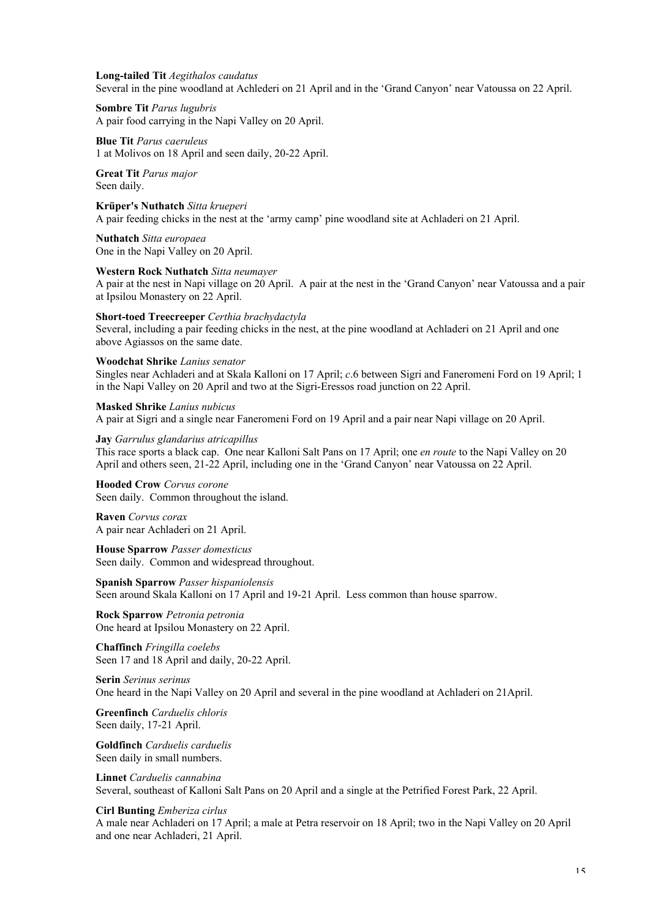**Long-tailed Tit** *Aegithalos caudatus*
Several in the pine woodland at Achlederi on 21 April and in the 'Grand Canyon' near Vatoussa on 22 April.

**Sombre Tit** *Parus lugubris*
A pair food carrying in the Napi Valley on 20 April.

**Blue Tit** *Parus caeruleus*
1 at Molivos on 18 April and seen daily, 20-22 April.

**Great Tit** *Parus major*
Seen daily.

**Krüper's Nuthatch** *Sitta krueperi*
A pair feeding chicks in the nest at the 'army camp' pine woodland site at Achladeri on 21 April.

**Nuthatch** *Sitta europaea*
One in the Napi Valley on 20 April.

**Western Rock Nuthatch** *Sitta neumayer*
A pair at the nest in Napi village on 20 April. A pair at the nest in the 'Grand Canyon' near Vatoussa and a pair at Ipsilou Monastery on 22 April.

**Short-toed Treecreeper** *Certhia brachydactyla*
Several, including a pair feeding chicks in the nest, at the pine woodland at Achladeri on 21 April and one above Agiassos on the same date.

**Woodchat Shrike** *Lanius senator*
Singles near Achladeri and at Skala Kalloni on 17 April; *c*.6 between Sigri and Faneromeni Ford on 19 April; 1 in the Napi Valley on 20 April and two at the Sigri-Eressos road junction on 22 April.

**Masked Shrike** *Lanius nubicus*
A pair at Sigri and a single near Faneromeni Ford on 19 April and a pair near Napi village on 20 April.

**Jay** *Garrulus glandarius atricapillus*
This race sports a black cap. One near Kalloni Salt Pans on 17 April; one *en route* to the Napi Valley on 20 April and others seen, 21-22 April, including one in the 'Grand Canyon' near Vatoussa on 22 April.

**Hooded Crow** *Corvus corone*
Seen daily. Common throughout the island.

**Raven** *Corvus corax*
A pair near Achladeri on 21 April.

**House Sparrow** *Passer domesticus*
Seen daily. Common and widespread throughout.

**Spanish Sparrow** *Passer hispaniolensis*
Seen around Skala Kalloni on 17 April and 19-21 April. Less common than house sparrow.

**Rock Sparrow** *Petronia petronia*
One heard at Ipsilou Monastery on 22 April.

**Chaffinch** *Fringilla coelebs*
Seen 17 and 18 April and daily, 20-22 April.

**Serin** *Serinus serinus*
One heard in the Napi Valley on 20 April and several in the pine woodland at Achladeri on 21April.

**Greenfinch** *Carduelis chloris*
Seen daily, 17-21 April.

**Goldfinch** *Carduelis carduelis*
Seen daily in small numbers.

**Linnet** *Carduelis cannabina*
Several, southeast of Kalloni Salt Pans on 20 April and a single at the Petrified Forest Park, 22 April.

**Cirl Bunting** *Emberiza cirlus*
A male near Achladeri on 17 April; a male at Petra reservoir on 18 April; two in the Napi Valley on 20 April and one near Achladeri, 21 April.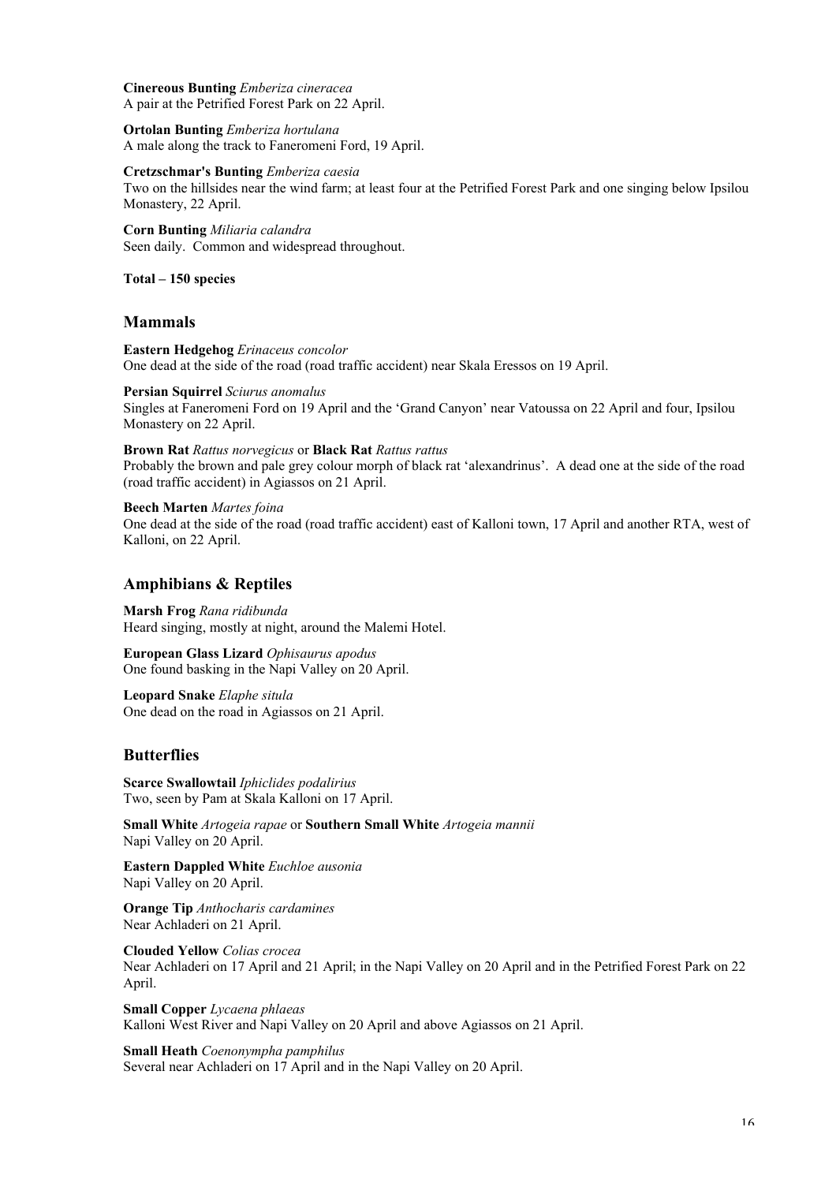**Cinereous Bunting** *Emberiza cineracea*
A pair at the Petrified Forest Park on 22 April.

**Ortolan Bunting** *Emberiza hortulana*
A male along the track to Faneromeni Ford, 19 April.

**Cretzschmar's Bunting** *Emberiza caesia*
Two on the hillsides near the wind farm; at least four at the Petrified Forest Park and one singing below Ipsilou Monastery, 22 April.

**Corn Bunting** *Miliaria calandra*
Seen daily. Common and widespread throughout.

**Total – 150 species**

## Mammals

**Eastern Hedgehog** *Erinaceus concolor*
One dead at the side of the road (road traffic accident) near Skala Eressos on 19 April.

**Persian Squirrel** *Sciurus anomalus*
Singles at Faneromeni Ford on 19 April and the 'Grand Canyon' near Vatoussa on 22 April and four, Ipsilou Monastery on 22 April.

**Brown Rat** *Rattus norvegicus* or **Black Rat** *Rattus rattus*
Probably the brown and pale grey colour morph of black rat 'alexandrinus'. A dead one at the side of the road (road traffic accident) in Agiassos on 21 April.

**Beech Marten** *Martes foina*
One dead at the side of the road (road traffic accident) east of Kalloni town, 17 April and another RTA, west of Kalloni, on 22 April.

## Amphibians & Reptiles

**Marsh Frog** *Rana ridibunda*
Heard singing, mostly at night, around the Malemi Hotel.

**European Glass Lizard** *Ophisaurus apodus*
One found basking in the Napi Valley on 20 April.

**Leopard Snake** *Elaphe situla*
One dead on the road in Agiassos on 21 April.

## Butterflies

**Scarce Swallowtail** *Iphiclides podalirius*
Two, seen by Pam at Skala Kalloni on 17 April.

**Small White** *Artogeia rapae* or **Southern Small White** *Artogeia mannii*
Napi Valley on 20 April.

**Eastern Dappled White** *Euchloe ausonia*
Napi Valley on 20 April.

**Orange Tip** *Anthocharis cardamines*
Near Achladeri on 21 April.

**Clouded Yellow** *Colias crocea*
Near Achladeri on 17 April and 21 April; in the Napi Valley on 20 April and in the Petrified Forest Park on 22 April.

**Small Copper** *Lycaena phlaeas*
Kalloni West River and Napi Valley on 20 April and above Agiassos on 21 April.

**Small Heath** *Coenonympha pamphilus*
Several near Achladeri on 17 April and in the Napi Valley on 20 April.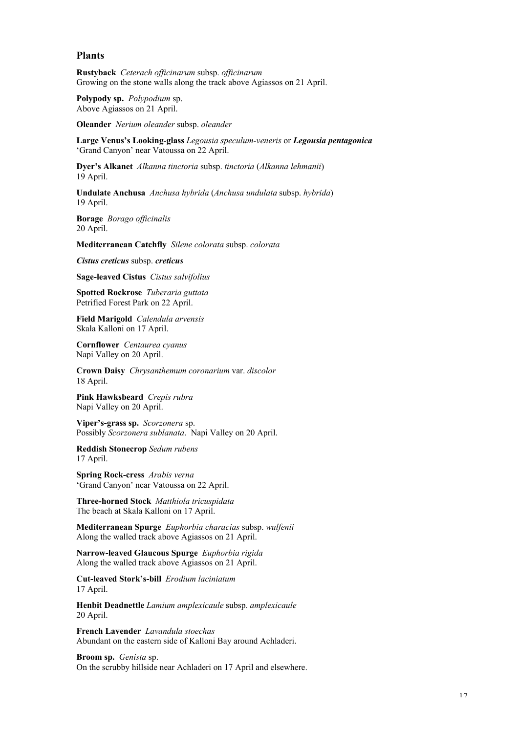## Plants

**Rustyback** *Ceterach officinarum* subsp. *officinarum*
Growing on the stone walls along the track above Agiassos on 21 April.

**Polypody sp.** *Polypodium* sp.
Above Agiassos on 21 April.

**Oleander** *Nerium oleander* subsp. *oleander*

**Large Venus's Looking-glass** *Legousia speculum-veneris* or ***Legousia pentagonica***
'Grand Canyon' near Vatoussa on 22 April.

**Dyer's Alkanet** *Alkanna tinctoria* subsp. *tinctoria* (*Alkanna lehmanii*)
19 April.

**Undulate Anchusa** *Anchusa hybrida* (*Anchusa undulata* subsp. *hybrida*)
19 April.

**Borage** *Borago officinalis*
20 April.

**Mediterranean Catchfly** *Silene colorata* subsp. *colorata*

***Cistus creticus*** **subsp.** ***creticus***

**Sage-leaved Cistus** *Cistus salvifolius*

**Spotted Rockrose** *Tuberaria guttata*
Petrified Forest Park on 22 April.

**Field Marigold** *Calendula arvensis*
Skala Kalloni on 17 April.

**Cornflower** *Centaurea cyanus*
Napi Valley on 20 April.

**Crown Daisy** *Chrysanthemum coronarium* var. *discolor*
18 April.

**Pink Hawksbeard** *Crepis rubra*
Napi Valley on 20 April.

**Viper's-grass sp.** *Scorzonera* sp.
Possibly *Scorzonera sublanata*. Napi Valley on 20 April.

**Reddish Stonecrop** *Sedum rubens*
17 April.

**Spring Rock-cress** *Arabis verna*
'Grand Canyon' near Vatoussa on 22 April.

**Three-horned Stock** *Matthiola tricuspidata*
The beach at Skala Kalloni on 17 April.

**Mediterranean Spurge** *Euphorbia characias* subsp. *wulfenii*
Along the walled track above Agiassos on 21 April.

**Narrow-leaved Glaucous Spurge** *Euphorbia rigida*
Along the walled track above Agiassos on 21 April.

**Cut-leaved Stork's-bill** *Erodium laciniatum*
17 April.

**Henbit Deadnettle** *Lamium amplexicaule* subsp. *amplexicaule*
20 April.

**French Lavender** *Lavandula stoechas*
Abundant on the eastern side of Kalloni Bay around Achladeri.

**Broom sp.** *Genista* sp.
On the scrubby hillside near Achladeri on 17 April and elsewhere.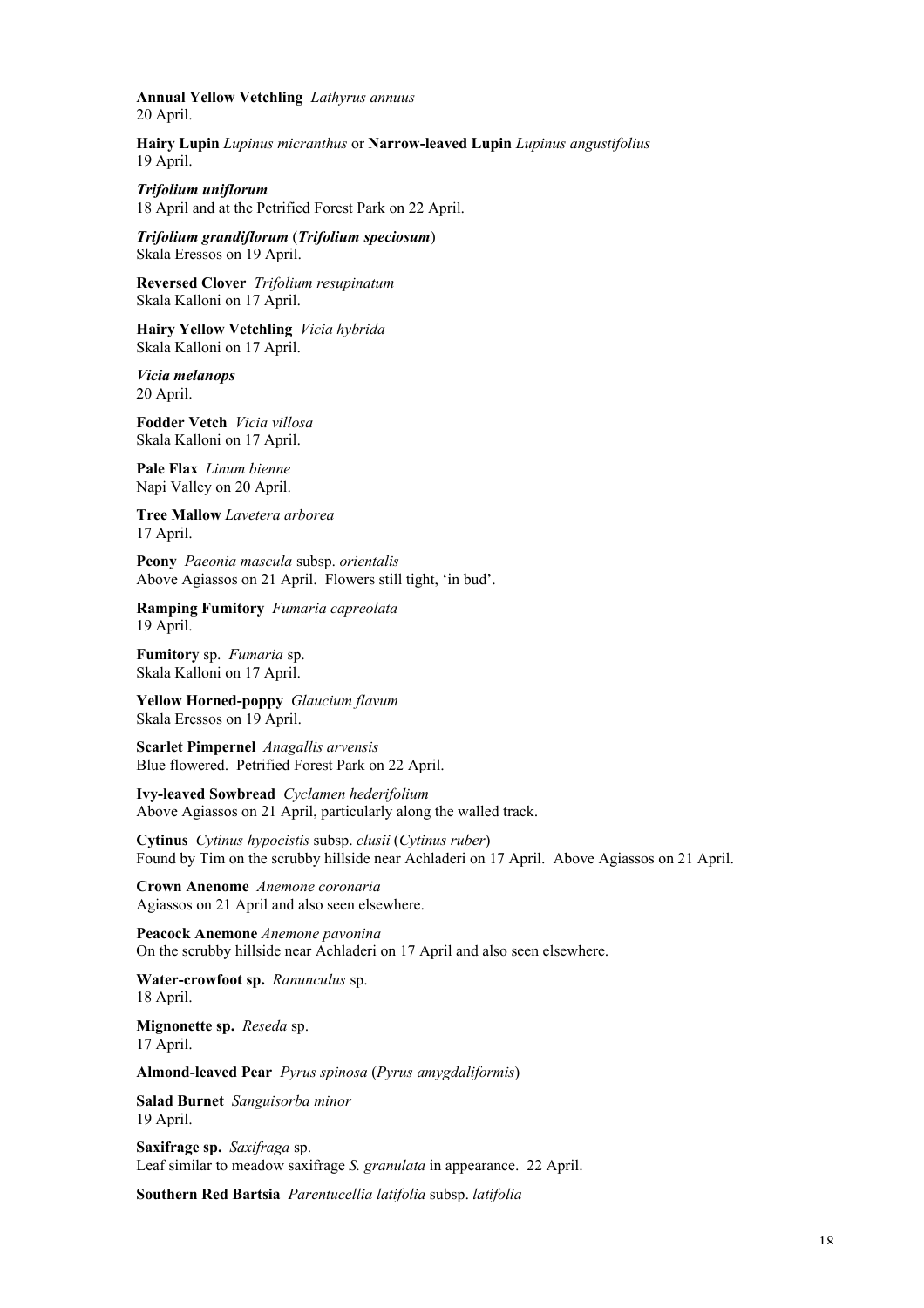**Annual Yellow Vetchling** *Lathyrus annuus*
20 April.

**Hairy Lupin** *Lupinus micranthus* or **Narrow-leaved Lupin** *Lupinus angustifolius*
19 April.

***Trifolium uniflorum***
18 April and at the Petrified Forest Park on 22 April.

***Trifolium grandiflorum*** (***Trifolium speciosum***)
Skala Eressos on 19 April.

**Reversed Clover** *Trifolium resupinatum*
Skala Kalloni on 17 April.

**Hairy Yellow Vetchling** *Vicia hybrida*
Skala Kalloni on 17 April.

***Vicia melanops***
20 April.

**Fodder Vetch** *Vicia villosa*
Skala Kalloni on 17 April.

**Pale Flax** *Linum bienne*
Napi Valley on 20 April.

**Tree Mallow** *Lavetera arborea*
17 April.

**Peony** *Paeonia mascula* subsp. *orientalis*
Above Agiassos on 21 April. Flowers still tight, 'in bud'.

**Ramping Fumitory** *Fumaria capreolata*
19 April.

**Fumitory** sp. *Fumaria* sp.
Skala Kalloni on 17 April.

**Yellow Horned-poppy** *Glaucium flavum*
Skala Eressos on 19 April.

**Scarlet Pimpernel** *Anagallis arvensis*
Blue flowered. Petrified Forest Park on 22 April.

**Ivy-leaved Sowbread** *Cyclamen hederifolium*
Above Agiassos on 21 April, particularly along the walled track.

**Cytinus** *Cytinus hypocistis* subsp. *clusii* (*Cytinus ruber*)
Found by Tim on the scrubby hillside near Achladeri on 17 April. Above Agiassos on 21 April.

**Crown Anenome** *Anemone coronaria*
Agiassos on 21 April and also seen elsewhere.

**Peacock Anemone** *Anemone pavonina*
On the scrubby hillside near Achladeri on 17 April and also seen elsewhere.

**Water-crowfoot sp.** *Ranunculus* sp.
18 April.

**Mignonette sp.** *Reseda* sp.
17 April.

**Almond-leaved Pear** *Pyrus spinosa* (*Pyrus amygdaliformis*)

**Salad Burnet** *Sanguisorba minor*
19 April.

**Saxifrage sp.** *Saxifraga* sp.
Leaf similar to meadow saxifrage *S. granulata* in appearance. 22 April.

**Southern Red Bartsia** *Parentucellia latifolia* subsp. *latifolia*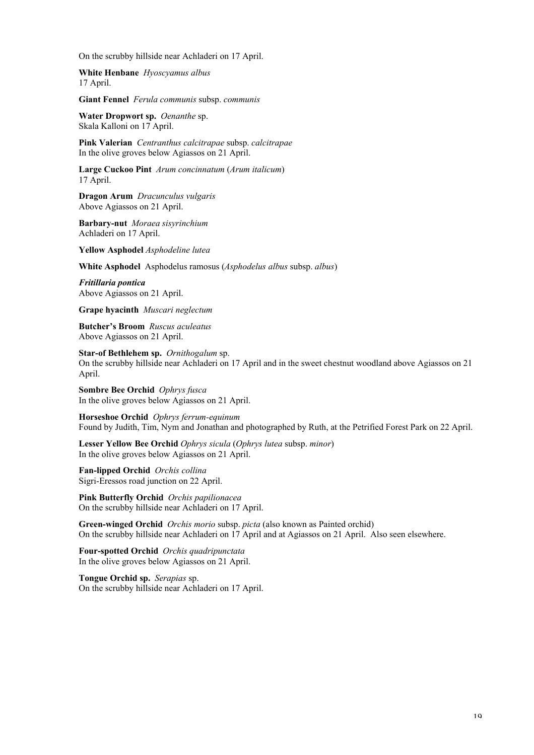On the scrubby hillside near Achladeri on 17 April.

**White Henbane** *Hyoscyamus albus*
17 April.

**Giant Fennel** *Ferula communis* subsp. *communis*

**Water Dropwort sp.** *Oenanthe* sp.
Skala Kalloni on 17 April.

**Pink Valerian** *Centranthus calcitrapae* subsp. *calcitrapae*
In the olive groves below Agiassos on 21 April.

**Large Cuckoo Pint** *Arum concinnatum* (*Arum italicum*)
17 April.

**Dragon Arum** *Dracunculus vulgaris*
Above Agiassos on 21 April.

**Barbary-nut** *Moraea sisyrinchium*
Achladeri on 17 April.

**Yellow Asphodel** *Asphodeline lutea*

**White Asphodel** Asphodelus ramosus (*Asphodelus albus* subsp. *albus*)

***Fritillaria pontica***
Above Agiassos on 21 April.

**Grape hyacinth** *Muscari neglectum*

**Butcher's Broom** *Ruscus aculeatus*
Above Agiassos on 21 April.

**Star-of Bethlehem sp.** *Ornithogalum* sp.
On the scrubby hillside near Achladeri on 17 April and in the sweet chestnut woodland above Agiassos on 21 April.

**Sombre Bee Orchid** *Ophrys fusca*
In the olive groves below Agiassos on 21 April.

**Horseshoe Orchid** *Ophrys ferrum-equinum*
Found by Judith, Tim, Nym and Jonathan and photographed by Ruth, at the Petrified Forest Park on 22 April.

**Lesser Yellow Bee Orchid** *Ophrys sicula* (*Ophrys lutea* subsp. *minor*)
In the olive groves below Agiassos on 21 April.

**Fan-lipped Orchid** *Orchis collina*
Sigri-Eressos road junction on 22 April.

**Pink Butterfly Orchid** *Orchis papilionacea*
On the scrubby hillside near Achladeri on 17 April.

**Green-winged Orchid** *Orchis morio* subsp. *picta* (also known as Painted orchid)
On the scrubby hillside near Achladeri on 17 April and at Agiassos on 21 April. Also seen elsewhere.

**Four-spotted Orchid** *Orchis quadripunctata*
In the olive groves below Agiassos on 21 April.

**Tongue Orchid sp.** *Serapias* sp.
On the scrubby hillside near Achladeri on 17 April.